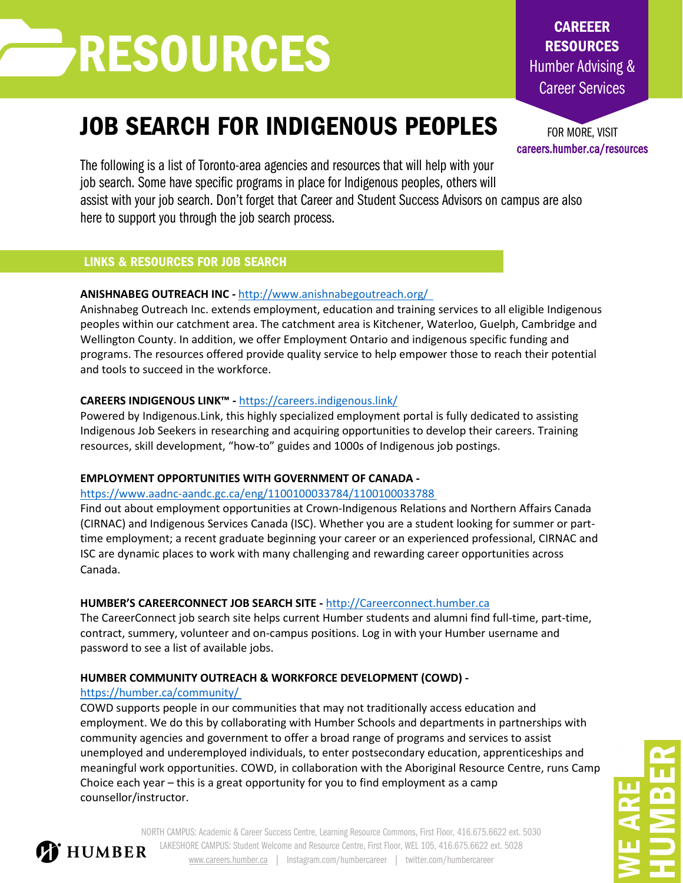# RESOURCES

CAREEER RESOURCES
Humber Advising & Career Services

FOR MORE, VISIT
careers.humber.ca/resources

## JOB SEARCH FOR INDIGENOUS PEOPLES

The following is a list of Toronto-area agencies and resources that will help with your job search. Some have specific programs in place for Indigenous peoples, others will assist with your job search. Don't forget that Career and Student Success Advisors on campus are also here to support you through the job search process.

### LINKS & RESOURCES FOR JOB SEARCH

**ANISHNABEG OUTREACH INC -** http://www.anishnabegoutreach.org/
Anishnabeg Outreach Inc. extends employment, education and training services to all eligible Indigenous peoples within our catchment area. The catchment area is Kitchener, Waterloo, Guelph, Cambridge and Wellington County. In addition, we offer Employment Ontario and indigenous specific funding and programs. The resources offered provide quality service to help empower those to reach their potential and tools to succeed in the workforce.

**CAREERS INDIGENOUS LINK™ -** https://careers.indigenous.link/
Powered by Indigenous.Link, this highly specialized employment portal is fully dedicated to assisting Indigenous Job Seekers in researching and acquiring opportunities to develop their careers. Training resources, skill development, "how-to" guides and 1000s of Indigenous job postings.

**EMPLOYMENT OPPORTUNITIES WITH GOVERNMENT OF CANADA -**
https://www.aadnc-aandc.gc.ca/eng/1100100033784/1100100033788
Find out about employment opportunities at Crown-Indigenous Relations and Northern Affairs Canada (CIRNAC) and Indigenous Services Canada (ISC). Whether you are a student looking for summer or part-time employment; a recent graduate beginning your career or an experienced professional, CIRNAC and ISC are dynamic places to work with many challenging and rewarding career opportunities across Canada.

**HUMBER'S CAREERCONNECT JOB SEARCH SITE -** http://Careerconnect.humber.ca
The CareerConnect job search site helps current Humber students and alumni find full-time, part-time, contract, summery, volunteer and on-campus positions. Log in with your Humber username and password to see a list of available jobs.

**HUMBER COMMUNITY OUTREACH & WORKFORCE DEVELOPMENT (COWD) -**
https://humber.ca/community/
COWD supports people in our communities that may not traditionally access education and employment. We do this by collaborating with Humber Schools and departments in partnerships with community agencies and government to offer a broad range of programs and services to assist unemployed and underemployed individuals, to enter postsecondary education, apprenticeships and meaningful work opportunities. COWD, in collaboration with the Aboriginal Resource Centre, runs Camp Choice each year – this is a great opportunity for you to find employment as a camp counsellor/instructor.

NORTH CAMPUS: Academic & Career Success Centre, Learning Resource Commons, First Floor, 416.675.6622 ext. 5030
LAKESHORE CAMPUS: Student Welcome and Resource Centre, First Floor, WEL 105, 416.675.6622 ext. 5028
www.careers.humber.ca | Instagram.com/humbercareer | twitter.com/humbercareer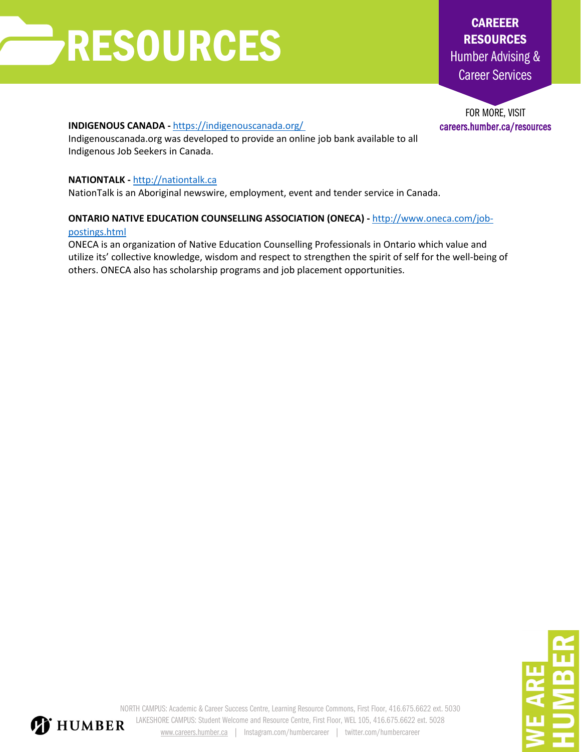**INDIGENOUS CANADA -** https://indigenouscanada.org/

Indigenouscanada.org was developed to provide an online job bank available to all Indigenous Job Seekers in Canada.

**NATIONTALK -** http://nationtalk.ca

NationTalk is an Aboriginal newswire, employment, event and tender service in Canada.

**ONTARIO NATIVE EDUCATION COUNSELLING ASSOCIATION (ONECA) -** http://www.oneca.com/job-postings.html

ONECA is an organization of Native Education Counselling Professionals in Ontario which value and utilize its' collective knowledge, wisdom and respect to strengthen the spirit of self for the well-being of others. ONECA also has scholarship programs and job placement opportunities.